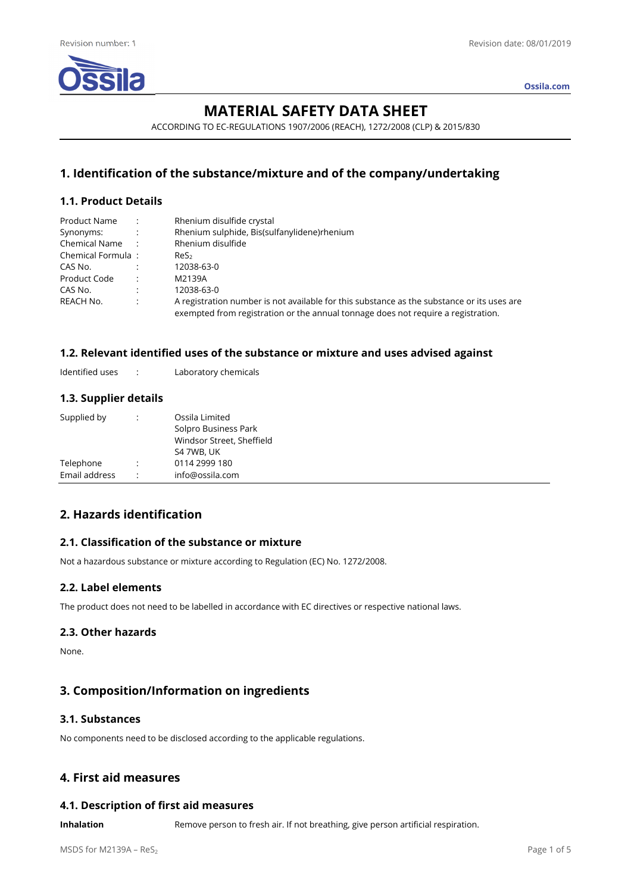# MATERIAL SAFETY DATA SHEET

ACCORDING TO EC-REGULATIONS 1907/2006 (REACH), 1272/2008 (CLP) & 2015/830

## 1. Identification of the substance/mixture and of the company/undertaking

### 1.1. Product Details

| | | |
|---|---|---|
| Product Name | : | Rhenium disulfide crystal |
| Synonyms: | : | Rhenium sulphide, Bis(sulfanylidene)rhenium |
| Chemical Name | : | Rhenium disulfide |
| Chemical Formula | : | $ReS_2$ |
| CAS No. | : | 12038-63-0 |
| Product Code | : | M2139A |
| CAS No. | : | 12038-63-0 |
| REACH No. | : | A registration number is not available for this substance as the substance or its uses are exempted from registration or the annual tonnage does not require a registration. |

### 1.2. Relevant identified uses of the substance or mixture and uses advised against

| | | |
|---|---|---|
| Identified uses | : | Laboratory chemicals |

### 1.3. Supplier details

| | | |
|---|---|---|
| Supplied by | : | Ossila Limited<br>Solpro Business Park<br>Windsor Street, Sheffield<br>S4 7WB, UK |
| Telephone | : | 0114 2999 180 |
| Email address | : | info@ossila.com |

## 2. Hazards identification

### 2.1. Classification of the substance or mixture

Not a hazardous substance or mixture according to Regulation (EC) No. 1272/2008.

### 2.2. Label elements

The product does not need to be labelled in accordance with EC directives or respective national laws.

### 2.3. Other hazards

None.

## 3. Composition/Information on ingredients

### 3.1. Substances

No components need to be disclosed according to the applicable regulations.

## 4. First aid measures

### 4.1. Description of first aid measures

**Inhalation** Remove person to fresh air. If not breathing, give person artificial respiration.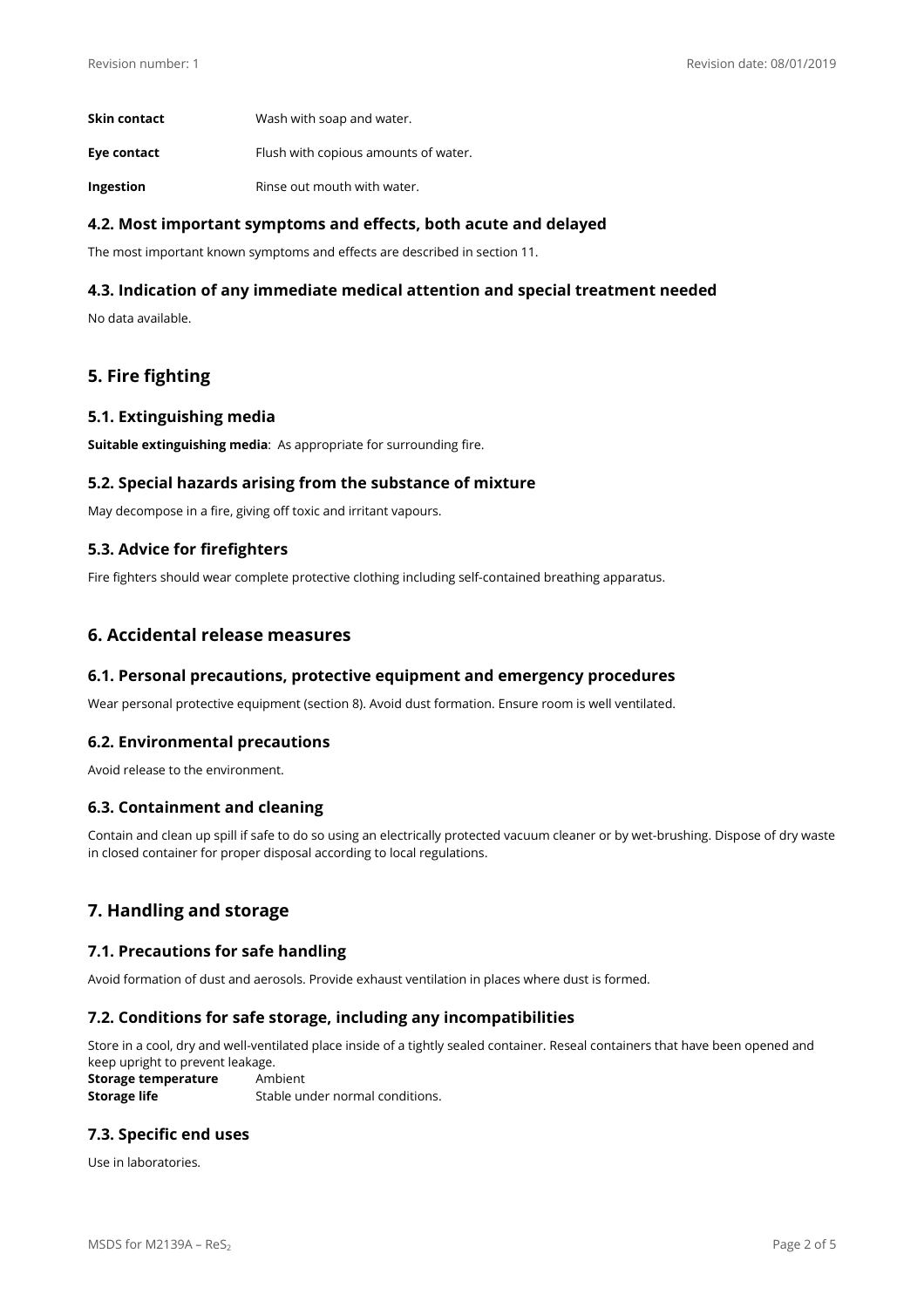| | |
|---|---|
| **Skin contact** | Wash with soap and water. |
| **Eye contact** | Flush with copious amounts of water. |
| **Ingestion** | Rinse out mouth with water. |

### 4.2. Most important symptoms and effects, both acute and delayed

The most important known symptoms and effects are described in section 11.

### 4.3. Indication of any immediate medical attention and special treatment needed

No data available.

## 5. Fire fighting

### 5.1. Extinguishing media

**Suitable extinguishing media**: As appropriate for surrounding fire.

### 5.2. Special hazards arising from the substance of mixture

May decompose in a fire, giving off toxic and irritant vapours.

### 5.3. Advice for firefighters

Fire fighters should wear complete protective clothing including self-contained breathing apparatus.

## 6. Accidental release measures

### 6.1. Personal precautions, protective equipment and emergency procedures

Wear personal protective equipment (section 8). Avoid dust formation. Ensure room is well ventilated.

### 6.2. Environmental precautions

Avoid release to the environment.

### 6.3. Containment and cleaning

Contain and clean up spill if safe to do so using an electrically protected vacuum cleaner or by wet-brushing. Dispose of dry waste in closed container for proper disposal according to local regulations.

## 7. Handling and storage

### 7.1. Precautions for safe handling

Avoid formation of dust and aerosols. Provide exhaust ventilation in places where dust is formed.

### 7.2. Conditions for safe storage, including any incompatibilities

Store in a cool, dry and well-ventilated place inside of a tightly sealed container. Reseal containers that have been opened and keep upright to prevent leakage.

| | |
|---|---|
| **Storage temperature** | Ambient |
| **Storage life** | Stable under normal conditions. |

### 7.3. Specific end uses

Use in laboratories.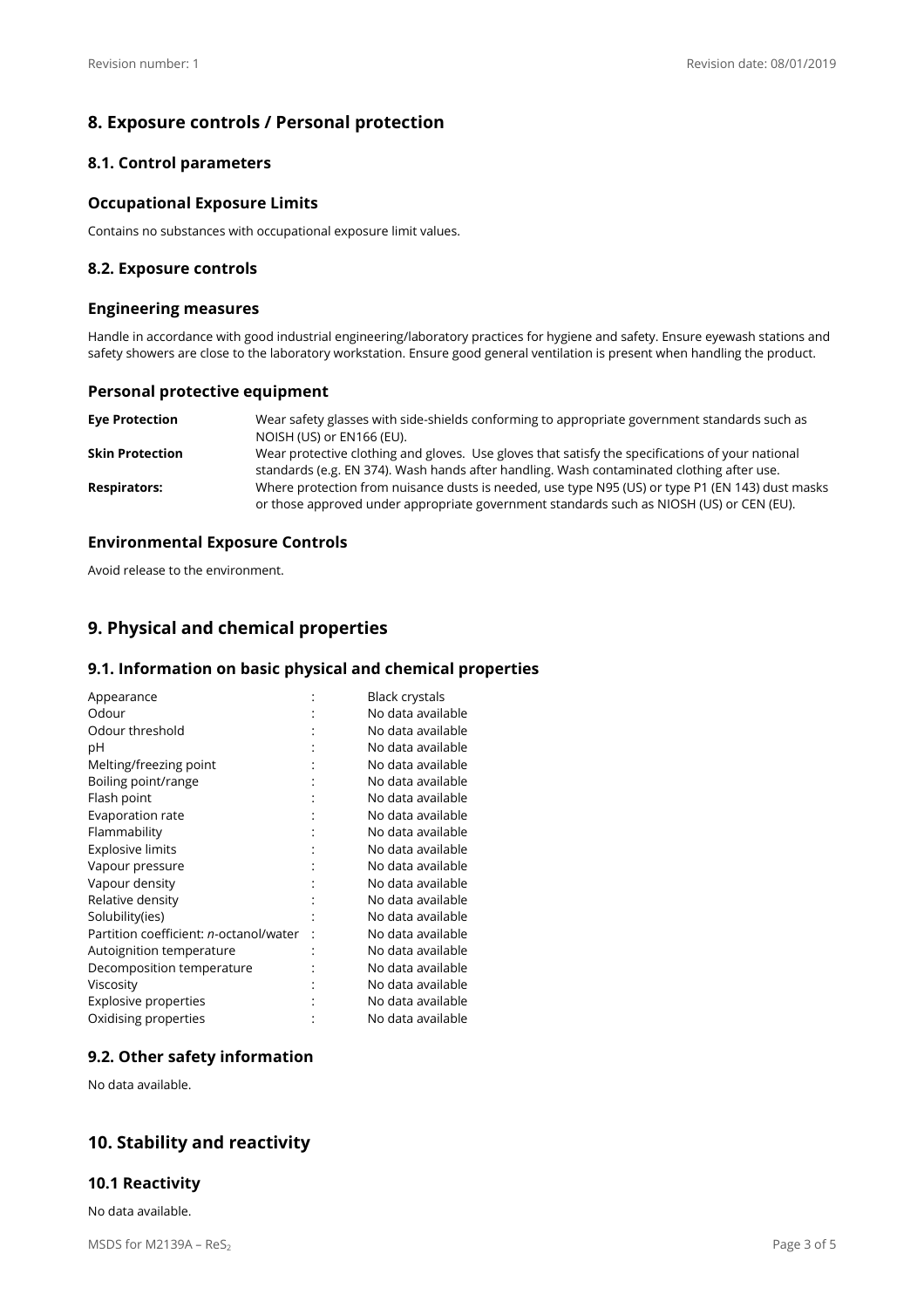## 8. Exposure controls / Personal protection

### 8.1. Control parameters

#### Occupational Exposure Limits

Contains no substances with occupational exposure limit values.

### 8.2. Exposure controls

#### Engineering measures

Handle in accordance with good industrial engineering/laboratory practices for hygiene and safety. Ensure eyewash stations and safety showers are close to the laboratory workstation. Ensure good general ventilation is present when handling the product.

#### Personal protective equipment

| | |
|---|---|
| **Eye Protection** | Wear safety glasses with side-shields conforming to appropriate government standards such as NOISH (US) or EN166 (EU). |
| **Skin Protection** | Wear protective clothing and gloves. Use gloves that satisfy the specifications of your national standards (e.g. EN 374). Wash hands after handling. Wash contaminated clothing after use. |
| **Respirators:** | Where protection from nuisance dusts is needed, use type N95 (US) or type P1 (EN 143) dust masks or those approved under appropriate government standards such as NIOSH (US) or CEN (EU). |

#### Environmental Exposure Controls

Avoid release to the environment.

## 9. Physical and chemical properties

### 9.1. Information on basic physical and chemical properties

| | | |
|---|---|---|
| Appearance | : | Black crystals |
| Odour | : | No data available |
| Odour threshold | : | No data available |
| pH | : | No data available |
| Melting/freezing point | : | No data available |
| Boiling point/range | : | No data available |
| Flash point | : | No data available |
| Evaporation rate | : | No data available |
| Flammability | : | No data available |
| Explosive limits | : | No data available |
| Vapour pressure | : | No data available |
| Vapour density | : | No data available |
| Relative density | : | No data available |
| Solubility(ies) | : | No data available |
| Partition coefficient: *n*-octanol/water | : | No data available |
| Autoignition temperature | : | No data available |
| Decomposition temperature | : | No data available |
| Viscosity | : | No data available |
| Explosive properties | : | No data available |
| Oxidising properties | : | No data available |

### 9.2. Other safety information

No data available.

## 10. Stability and reactivity

### 10.1 Reactivity

No data available.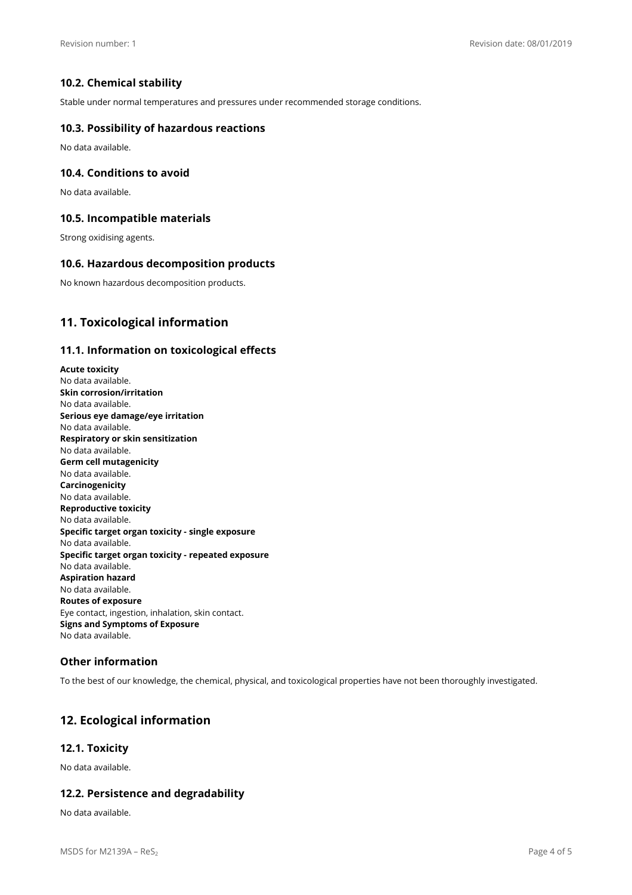### 10.2. Chemical stability

Stable under normal temperatures and pressures under recommended storage conditions.

### 10.3. Possibility of hazardous reactions

No data available.

### 10.4. Conditions to avoid

No data available.

### 10.5. Incompatible materials

Strong oxidising agents.

### 10.6. Hazardous decomposition products

No known hazardous decomposition products.

## 11. Toxicological information

### 11.1. Information on toxicological effects

**Acute toxicity**
No data available.
**Skin corrosion/irritation**
No data available.
**Serious eye damage/eye irritation**
No data available.
**Respiratory or skin sensitization**
No data available.
**Germ cell mutagenicity**
No data available.
**Carcinogenicity**
No data available.
**Reproductive toxicity**
No data available.
**Specific target organ toxicity - single exposure**
No data available.
**Specific target organ toxicity - repeated exposure**
No data available.
**Aspiration hazard**
No data available.
**Routes of exposure**
Eye contact, ingestion, inhalation, skin contact.
**Signs and Symptoms of Exposure**
No data available.

### Other information

To the best of our knowledge, the chemical, physical, and toxicological properties have not been thoroughly investigated.

## 12. Ecological information

### 12.1. Toxicity

No data available.

### 12.2. Persistence and degradability

No data available.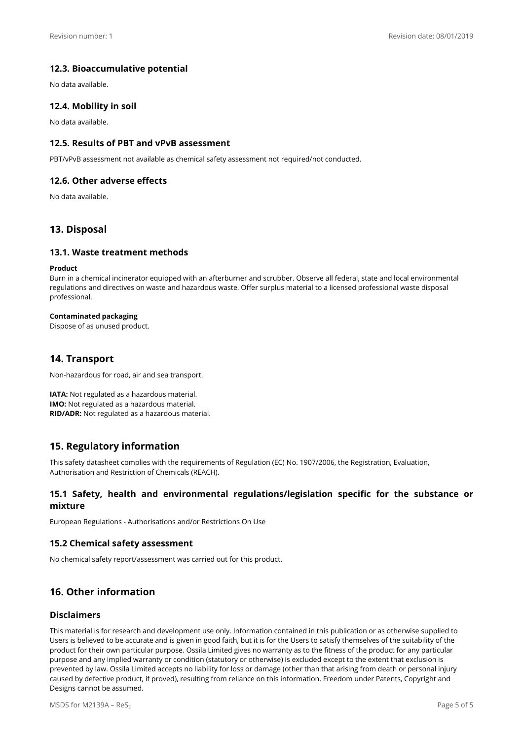### 12.3. Bioaccumulative potential

No data available.

### 12.4. Mobility in soil

No data available.

### 12.5. Results of PBT and vPvB assessment

PBT/vPvB assessment not available as chemical safety assessment not required/not conducted.

### 12.6. Other adverse effects

No data available.

## 13. Disposal

### 13.1. Waste treatment methods

**Product**
Burn in a chemical incinerator equipped with an afterburner and scrubber. Observe all federal, state and local environmental regulations and directives on waste and hazardous waste. Offer surplus material to a licensed professional waste disposal professional.

**Contaminated packaging**
Dispose of as unused product.

## 14. Transport

Non-hazardous for road, air and sea transport.

**IATA:** Not regulated as a hazardous material.
**IMO:** Not regulated as a hazardous material.
**RID/ADR:** Not regulated as a hazardous material.

## 15. Regulatory information

This safety datasheet complies with the requirements of Regulation (EC) No. 1907/2006, the Registration, Evaluation, Authorisation and Restriction of Chemicals (REACH).

### 15.1 Safety, health and environmental regulations/legislation specific for the substance or mixture

European Regulations - Authorisations and/or Restrictions On Use

### 15.2 Chemical safety assessment

No chemical safety report/assessment was carried out for this product.

## 16. Other information

### Disclaimers

This material is for research and development use only. Information contained in this publication or as otherwise supplied to Users is believed to be accurate and is given in good faith, but it is for the Users to satisfy themselves of the suitability of the product for their own particular purpose. Ossila Limited gives no warranty as to the fitness of the product for any particular purpose and any implied warranty or condition (statutory or otherwise) is excluded except to the extent that exclusion is prevented by law. Ossila Limited accepts no liability for loss or damage (other than that arising from death or personal injury caused by defective product, if proved), resulting from reliance on this information. Freedom under Patents, Copyright and Designs cannot be assumed.